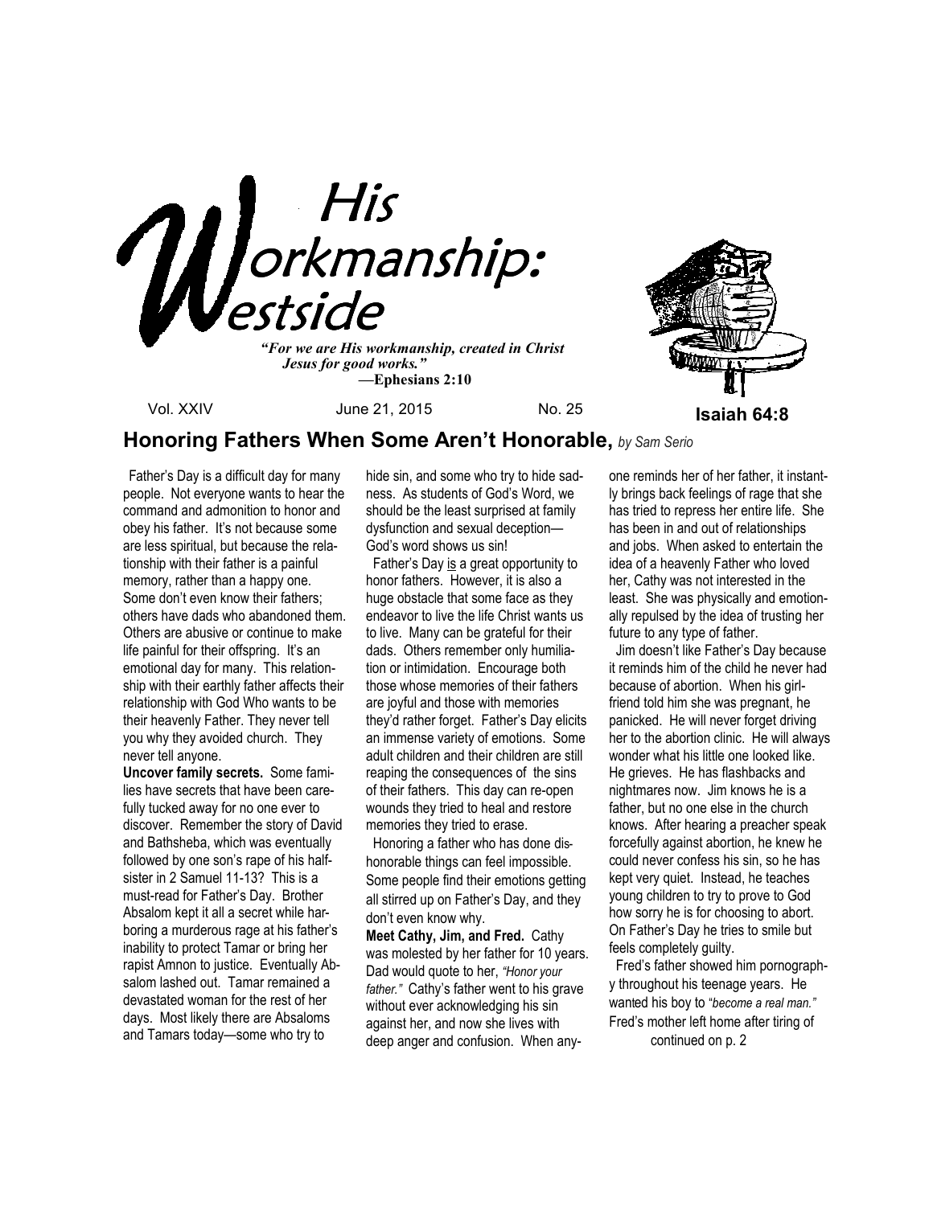# His Workmanship: Westside

***"For we are His workmanship, created in Christ Jesus for good works."***
**—Ephesians 2:10**

Vol. XXIV June 21, 2015 No. 25

**Isaiah 64:8**

## Honoring Fathers When Some Aren't Honorable, *by Sam Serio*

Father's Day is a difficult day for many people. Not everyone wants to hear the command and admonition to honor and obey his father. It's not because some are less spiritual, but because the relationship with their father is a painful memory, rather than a happy one. Some don't even know their fathers; others have dads who abandoned them. Others are abusive or continue to make life painful for their offspring. It's an emotional day for many. This relationship with their earthly father affects their relationship with God Who wants to be their heavenly Father. They never tell you why they avoided church. They never tell anyone.

**Uncover family secrets.** Some families have secrets that have been carefully tucked away for no one ever to discover. Remember the story of David and Bathsheba, which was eventually followed by one son's rape of his half-sister in 2 Samuel 11-13? This is a must-read for Father's Day. Brother Absalom kept it all a secret while harboring a murderous rage at his father's inability to protect Tamar or bring her rapist Amnon to justice. Eventually Absalom lashed out. Tamar remained a devastated woman for the rest of her days. Most likely there are Absaloms and Tamars today—some who try to hide sin, and some who try to hide sadness. As students of God's Word, we should be the least surprised at family dysfunction and sexual deception—God's word shows us sin!

Father's Day is a great opportunity to honor fathers. However, it is also a huge obstacle that some face as they endeavor to live the life Christ wants us to live. Many can be grateful for their dads. Others remember only humiliation or intimidation. Encourage both those whose memories of their fathers are joyful and those with memories they'd rather forget. Father's Day elicits an immense variety of emotions. Some adult children and their children are still reaping the consequences of the sins of their fathers. This day can re-open wounds they tried to heal and restore memories they tried to erase.

Honoring a father who has done dishonorable things can feel impossible. Some people find their emotions getting all stirred up on Father's Day, and they don't even know why.

**Meet Cathy, Jim, and Fred.** Cathy was molested by her father for 10 years. Dad would quote to her, *"Honor your father."* Cathy's father went to his grave without ever acknowledging his sin against her, and now she lives with deep anger and confusion. When anyone reminds her of her father, it instantly brings back feelings of rage that she has tried to repress her entire life. She has been in and out of relationships and jobs. When asked to entertain the idea of a heavenly Father who loved her, Cathy was not interested in the least. She was physically and emotionally repulsed by the idea of trusting her future to any type of father.

Jim doesn't like Father's Day because it reminds him of the child he never had because of abortion. When his girlfriend told him she was pregnant, he panicked. He will never forget driving her to the abortion clinic. He will always wonder what his little one looked like. He grieves. He has flashbacks and nightmares now. Jim knows he is a father, but no one else in the church knows. After hearing a preacher speak forcefully against abortion, he knew he could never confess his sin, so he has kept very quiet. Instead, he teaches young children to try to prove to God how sorry he is for choosing to abort. On Father's Day he tries to smile but feels completely guilty.

Fred's father showed him pornography throughout his teenage years. He wanted his boy to *"become a real man."* Fred's mother left home after tiring of

continued on p. 2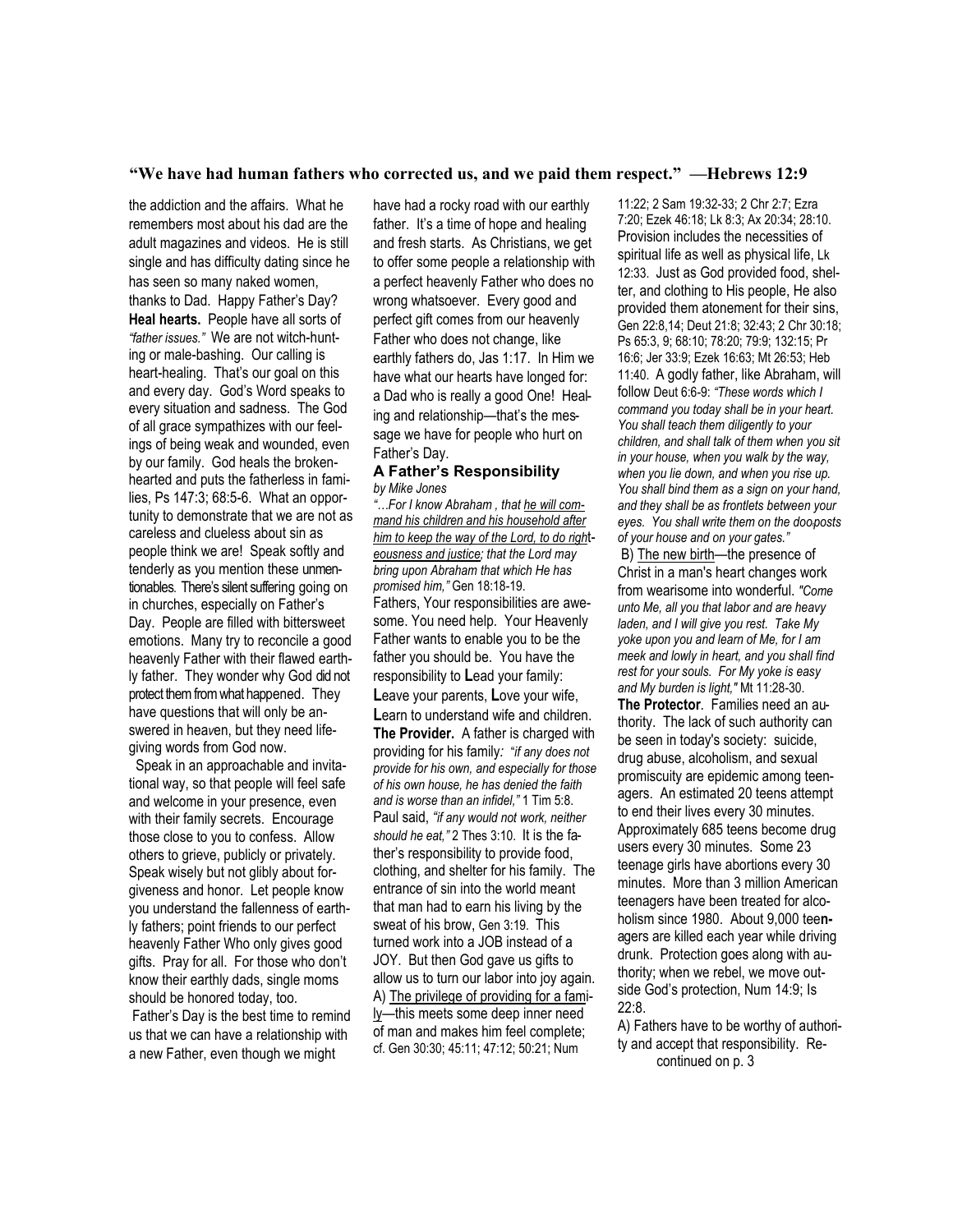**"We have had human fathers who corrected us, and we paid them respect." —Hebrews 12:9**

the addiction and the affairs. What he remembers most about his dad are the adult magazines and videos. He is still single and has difficulty dating since he has seen so many naked women, thanks to Dad. Happy Father's Day?

**Heal hearts.** People have all sorts of *"father issues."* We are not witch-hunting or male-bashing. Our calling is heart-healing. That's our goal on this and every day. God's Word speaks to every situation and sadness. The God of all grace sympathizes with our feelings of being weak and wounded, even by our family. God heals the brokenhearted and puts the fatherless in families, Ps 147:3; 68:5-6. What an opportunity to demonstrate that we are not as careless and clueless about sin as people think we are! Speak softly and tenderly as you mention these unmentionables. There's silent suffering going on in churches, especially on Father's Day. People are filled with bittersweet emotions. Many try to reconcile a good heavenly Father with their flawed earthly father. They wonder why God did not protect them from what happened. They have questions that will only be answered in heaven, but they need life-giving words from God now.

Speak in an approachable and invitational way, so that people will feel safe and welcome in your presence, even with their family secrets. Encourage those close to you to confess. Allow others to grieve, publicly or privately. Speak wisely but not glibly about forgiveness and honor. Let people know you understand the fallenness of earthly fathers; point friends to our perfect heavenly Father Who only gives good gifts. Pray for all. For those who don't know their earthly dads, single moms should be honored today, too.

Father's Day is the best time to remind us that we can have a relationship with a new Father, even though we might have had a rocky road with our earthly father. It's a time of hope and healing and fresh starts. As Christians, we get to offer some people a relationship with a perfect heavenly Father who does no wrong whatsoever. Every good and perfect gift comes from our heavenly Father who does not change, like earthly fathers do, Jas 1:17. In Him we have what our hearts have longed for: a Dad who is really a good One! Healing and relationship—that's the message we have for people who hurt on Father's Day.

### A Father's Responsibility

*by Mike Jones*

*"…For I know Abraham , that he will command his children and his household after him to keep the way of the Lord, to do righteousness and justice; that the Lord may bring upon Abraham that which He has promised him,"* Gen 18:18-19.

Fathers, Your responsibilities are awesome. You need help. Your Heavenly Father wants to enable you to be the father you should be. You have the responsibility to **L**ead your family: **L**eave your parents, **L**ove your wife, **L**earn to understand wife and children.

**The Provider.** A father is charged with providing for his family: *"if any does not provide for his own, and especially for those of his own house, he has denied the faith and is worse than an infidel,"* 1 Tim 5:8. Paul said, *"if any would not work, neither should he eat,"* 2 Thes 3:10. It is the father's responsibility to provide food, clothing, and shelter for his family. The entrance of sin into the world meant that man had to earn his living by the sweat of his brow, Gen 3:19. This turned work into a JOB instead of a JOY. But then God gave us gifts to allow us to turn our labor into joy again.

A) The privilege of providing for a family—this meets some deep inner need of man and makes him feel complete; cf. Gen 30:30; 45:11; 47:12; 50:21; Num 11:22; 2 Sam 19:32-33; 2 Chr 2:7; Ezra 7:20; Ezek 46:18; Lk 8:3; Ax 20:34; 28:10. Provision includes the necessities of spiritual life as well as physical life, Lk 12:33. Just as God provided food, shelter, and clothing to His people, He also provided them atonement for their sins, Gen 22:8,14; Deut 21:8; 32:43; 2 Chr 30:18; Ps 65:3, 9; 68:10; 78:20; 79:9; 132:15; Pr 16:6; Jer 33:9; Ezek 16:63; Mt 26:53; Heb 11:40. A godly father, like Abraham, will follow Deut 6:6-9: *"These words which I command you today shall be in your heart. You shall teach them diligently to your children, and shall talk of them when you sit in your house, when you walk by the way, when you lie down, and when you rise up. You shall bind them as a sign on your hand, and they shall be as frontlets between your eyes. You shall write them on the doorposts of your house and on your gates."*

B) The new birth—the presence of Christ in a man's heart changes work from wearisome into wonderful. *"Come unto Me, all you that labor and are heavy laden, and I will give you rest. Take My yoke upon you and learn of Me, for I am meek and lowly in heart, and you shall find rest for your souls. For My yoke is easy and My burden is light,"* Mt 11:28-30.

**The Protector**. Families need an authority. The lack of such authority can be seen in today's society: suicide, drug abuse, alcoholism, and sexual promiscuity are epidemic among teenagers. An estimated 20 teens attempt to end their lives every 30 minutes. Approximately 685 teens become drug users every 30 minutes. Some 23 teenage girls have abortions every 30 minutes. More than 3 million American teenagers have been treated for alcoholism since 1980. About 9,000 teenagers are killed each year while driving drunk. Protection goes along with authority; when we rebel, we move outside God's protection, Num 14:9; Is 22:8.

A) Fathers have to be worthy of authority and accept that responsibility. Re-

continued on p. 3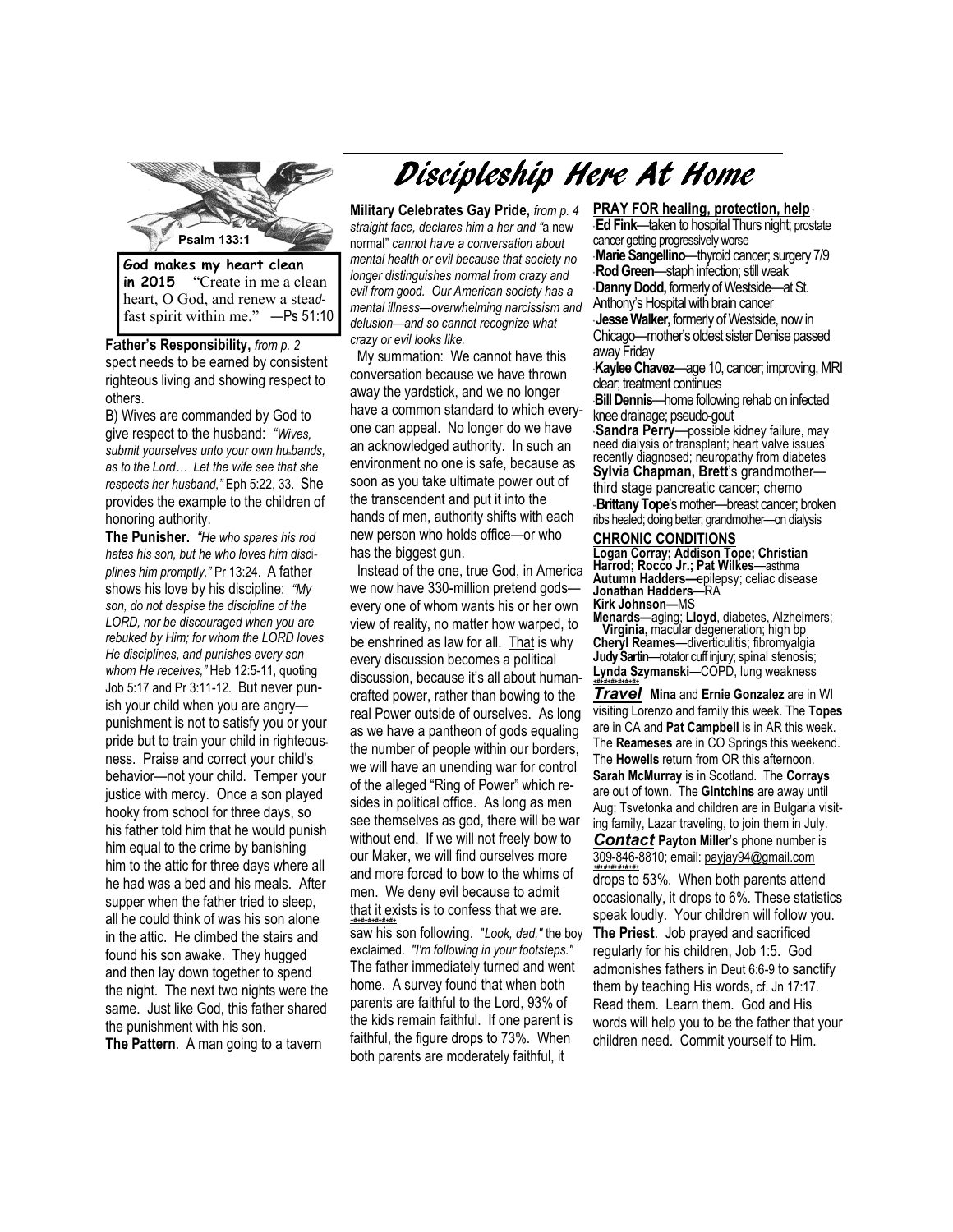# Discipleship Here At Home

Psalm 133:1

**God makes my heart clean in 2015** "Create in me a clean heart, O God, and renew a steadfast spirit within me." —Ps 51:10

**Father's Responsibility,** *from p. 2* spect needs to be earned by consistent righteous living and showing respect to others.

B) Wives are commanded by God to give respect to the husband: *"Wives, submit yourselves unto your own husbands, as to the Lord… Let the wife see that she respects her husband,"* Eph 5:22, 33. She provides the example to the children of honoring authority.

**The Punisher.** *"He who spares his rod hates his son, but he who loves him disciplines him promptly,"* Pr 13:24. A father shows his love by his discipline: *"My son, do not despise the discipline of the LORD, nor be discouraged when you are rebuked by Him; for whom the LORD loves He disciplines, and punishes every son whom He receives,"* Heb 12:5-11, quoting Job 5:17 and Pr 3:11-12. But never punish your child when you are angry—punishment is not to satisfy you or your pride but to train your child in righteousness. Praise and correct your child's behavior—not your child. Temper your justice with mercy. Once a son played hooky from school for three days, so his father told him that he would punish him equal to the crime by banishing him to the attic for three days where all he had was a bed and his meals. After supper when the father tried to sleep, all he could think of was his son alone in the attic. He climbed the stairs and found his son awake. They hugged and then lay down together to spend the night. The next two nights were the same. Just like God, this father shared the punishment with his son.

**The Pattern**. A man going to a tavern saw his son following. *"Look, dad,"* the boy exclaimed. *"I'm following in your footsteps."* The father immediately turned and went home. A survey found that when both parents are faithful to the Lord, 93% of the kids remain faithful. If one parent is faithful, the figure drops to 73%. When both parents are moderately faithful, it drops to 53%. When both parents attend occasionally, it drops to 6%. These statistics speak loudly. Your children will follow you.

**The Priest**. Job prayed and sacrificed regularly for his children, Job 1:5. God admonishes fathers in Deut 6:6-9 to sanctify them by teaching His words, cf. Jn 17:17. Read them. Learn them. God and His words will help you to be the father that your children need. Commit yourself to Him.

**Military Celebrates Gay Pride,** *from p. 4* *straight face, declares him a her and "*a new normal" *cannot have a conversation about mental health or evil because that society no longer distinguishes normal from crazy and evil from good. Our American society has a mental illness—overwhelming narcissism and delusion—and so cannot recognize what crazy or evil looks like.*

My summation: We cannot have this conversation because we have thrown away the yardstick, and we no longer have a common standard to which everyone can appeal. No longer do we have an acknowledged authority. In such an environment no one is safe, because as soon as you take ultimate power out of the transcendent and put it into the hands of men, authority shifts with each new person who holds office—or who has the biggest gun.

Instead of the one, true God, in America we now have 330-million pretend gods—every one of whom wants his or her own view of reality, no matter how warped, to be enshrined as law for all. That is why every discussion becomes a political discussion, because it's all about human-crafted power, rather than bowing to the real Power outside of ourselves. As long as we have a pantheon of gods equaling the number of people within our borders, we will have an unending war for control of the alleged "Ring of Power" which resides in political office. As long as men see themselves as god, there will be war without end. If we will not freely bow to our Maker, we will find ourselves more and more forced to bow to the whims of men. We deny evil because to admit that it exists is to confess that we are.

**PRAY FOR healing, protection, help**

- **Ed Fink**—taken to hospital Thurs night; prostate cancer getting progressively worse
- **Marie Sangellino**—thyroid cancer; surgery 7/9
- **Rod Green**—staph infection; still weak
- **Danny Dodd,** formerly of Westside—at St. Anthony's Hospital with brain cancer
- **Jesse Walker,** formerly of Westside, now in Chicago—mother's oldest sister Denise passed away Friday
- **Kaylee Chavez**—age 10, cancer; improving, MRI clear; treatment continues
- **Bill Dennis**—home following rehab on infected knee drainage; pseudo-gout
- **Sandra Perry**—possible kidney failure, may need dialysis or transplant; heart valve issues recently diagnosed; neuropathy from diabetes
- **Sylvia Chapman, Brett**'s grandmother—third stage pancreatic cancer; chemo
- **Brittany Tope**'s mother—breast cancer; broken ribs healed; doing better; grandmother—on dialysis

**CHRONIC CONDITIONS**

**Logan Corray; Addison Tope; Christian Harrod; Rocco Jr.; Pat Wilkes**—asthma
**Autumn Hadders**—epilepsy; celiac disease
**Jonathan Hadders**—RA
**Kirk Johnson**—MS
**Menards**—aging; **Lloyd**, diabetes, Alzheimers; **Virginia,** macular degeneration; high bp
**Cheryl Reames**—diverticulitis; fibromyalgia
**Judy Sartin**—rotator cuff injury; spinal stenosis;
**Lynda Szymanski**—COPD, lung weakness

***Travel*** **Mina** and **Ernie Gonzalez** are in WI visiting Lorenzo and family this week. The **Topes** are in CA and **Pat Campbell** is in AR this week. The **Reameses** are in CO Springs this weekend. The **Howells** return from OR this afternoon. **Sarah McMurray** is in Scotland. The **Corrays** are out of town. The **Gintchins** are away until Aug; Tsvetonka and children are in Bulgaria visiting family, Lazar traveling, to join them in July.

***Contact*** **Payton Miller**'s phone number is 309-846-8810; email: payjay94@gmail.com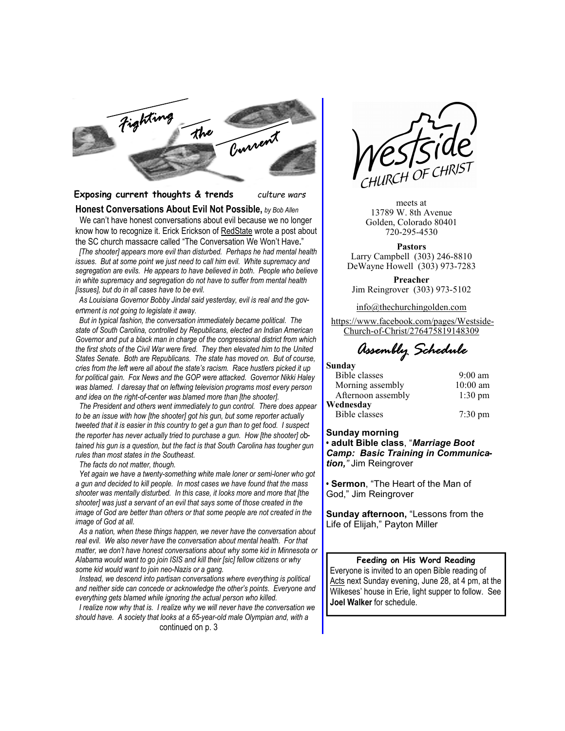Fighting the Current

**Exposing current thoughts & trends** *culture wars*

**Honest Conversations About Evil Not Possible,** *by Bob Allen*

We can't have honest conversations about evil because we no longer know how to recognize it. Erick Erickson of RedState wrote a post about the SC church massacre called "The Conversation We Won't Have."

*[The shooter] appears more evil than disturbed. Perhaps he had mental health issues. But at some point we just need to call him evil. White supremacy and segregation are evils. He appears to have believed in both. People who believe in white supremacy and segregation do not have to suffer from mental health [issues], but do in all cases have to be evil.*

*As Louisiana Governor Bobby Jindal said yesterday, evil is real and the government is not going to legislate it away.*

*But in typical fashion, the conversation immediately became political. The state of South Carolina, controlled by Republicans, elected an Indian American Governor and put a black man in charge of the congressional district from which the first shots of the Civil War were fired. They then elevated him to the United States Senate. Both are Republicans. The state has moved on. But of course, cries from the left were all about the state's racism. Race hustlers picked it up for political gain. Fox News and the GOP were attacked. Governor Nikki Haley was blamed. I daresay that on leftwing television programs most every person and idea on the right-of-center was blamed more than [the shooter].*

*The President and others went immediately to gun control. There does appear to be an issue with how [the shooter] got his gun, but some reporter actually tweeted that it is easier in this country to get a gun than to get food. I suspect the reporter has never actually tried to purchase a gun. How [the shooter] obtained his gun is a question, but the fact is that South Carolina has tougher gun rules than most states in the Southeast.*

*The facts do not matter, though.*

*Yet again we have a twenty-something white male loner or semi-loner who got a gun and decided to kill people. In most cases we have found that the mass shooter was mentally disturbed. In this case, it looks more and more that [the shooter] was just a servant of an evil that says some of those created in the image of God are better than others or that some people are not created in the image of God at all.*

*As a nation, when these things happen, we never have the conversation about real evil. We also never have the conversation about mental health. For that matter, we don't have honest conversations about why some kid in Minnesota or Alabama would want to go join ISIS and kill their [sic] fellow citizens or why some kid would want to join neo-Nazis or a gang.*

*Instead, we descend into partisan conversations where everything is political and neither side can concede or acknowledge the other's points. Everyone and everything gets blamed while ignoring the actual person who killed.*

*I realize now why that is. I realize why we will never have the conversation we should have. A society that looks at a 65-year-old male Olympian and, with a*

continued on p. 3

Westside CHURCH OF CHRIST

meets at
13789 W. 8th Avenue
Golden, Colorado 80401
720-295-4530

**Pastors**
Larry Campbell (303) 246-8810
DeWayne Howell (303) 973-7283

**Preacher**
Jim Reingrover (303) 973-5102

info@thechurchingolden.com

https://www.facebook.com/pages/Westside-Church-of-Christ/276475819148309

## Assembly Schedule

| | |
|---|---|
| **Sunday** | |
| Bible classes | 9:00 am |
| Morning assembly | 10:00 am |
| Afternoon assembly | 1:30 pm |
| **Wednesday** | |
| Bible classes | 7:30 pm |

**Sunday morning**

- **adult Bible class**, "***Marriage Boot Camp: Basic Training in Communication,***" Jim Reingrover

- **Sermon**, "The Heart of the Man of God," Jim Reingrover

**Sunday afternoon,** "Lessons from the Life of Elijah," Payton Miller

**Feeding on His Word Reading**

Everyone is invited to an open Bible reading of Acts next Sunday evening, June 28, at 4 pm, at the Wilkeses' house in Erie, light supper to follow. See **Joel Walker** for schedule.